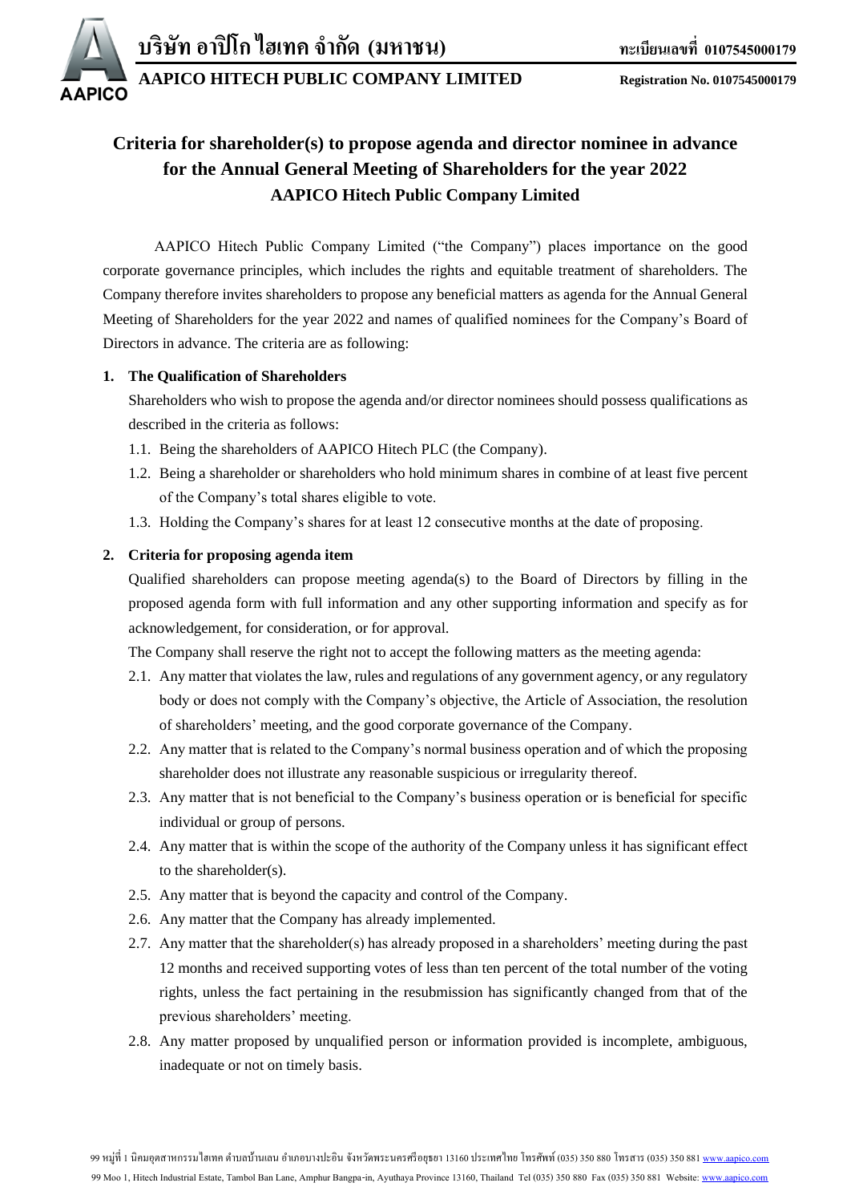# Criteria for shareholder(s) to propose agenda and director nominee in advance for the Annual General Meeting of Shareholders for the year 2022 AAPICO Hitech Public Company Limited

AAPICO Hitech Public Company Limited ("the Company") places importance on the good corporate governance principles, which includes the rights and equitable treatment of shareholders. The Company therefore invites shareholders to propose any beneficial matters as agenda for the Annual General Meeting of Shareholders for the year 2022 and names of qualified nominees for the Company's Board of Directors in advance. The criteria are as following:

**1. The Qualification of Shareholders**

Shareholders who wish to propose the agenda and/or director nominees should possess qualifications as described in the criteria as follows:

1.1. Being the shareholders of AAPICO Hitech PLC (the Company).

1.2. Being a shareholder or shareholders who hold minimum shares in combine of at least five percent of the Company's total shares eligible to vote.

1.3. Holding the Company's shares for at least 12 consecutive months at the date of proposing.

**2. Criteria for proposing agenda item**

Qualified shareholders can propose meeting agenda(s) to the Board of Directors by filling in the proposed agenda form with full information and any other supporting information and specify as for acknowledgement, for consideration, or for approval.

The Company shall reserve the right not to accept the following matters as the meeting agenda:

2.1. Any matter that violates the law, rules and regulations of any government agency, or any regulatory body or does not comply with the Company's objective, the Article of Association, the resolution of shareholders' meeting, and the good corporate governance of the Company.

2.2. Any matter that is related to the Company's normal business operation and of which the proposing shareholder does not illustrate any reasonable suspicious or irregularity thereof.

2.3. Any matter that is not beneficial to the Company's business operation or is beneficial for specific individual or group of persons.

2.4. Any matter that is within the scope of the authority of the Company unless it has significant effect to the shareholder(s).

2.5. Any matter that is beyond the capacity and control of the Company.

2.6. Any matter that the Company has already implemented.

2.7. Any matter that the shareholder(s) has already proposed in a shareholders' meeting during the past 12 months and received supporting votes of less than ten percent of the total number of the voting rights, unless the fact pertaining in the resubmission has significantly changed from that of the previous shareholders' meeting.

2.8. Any matter proposed by unqualified person or information provided is incomplete, ambiguous, inadequate or not on timely basis.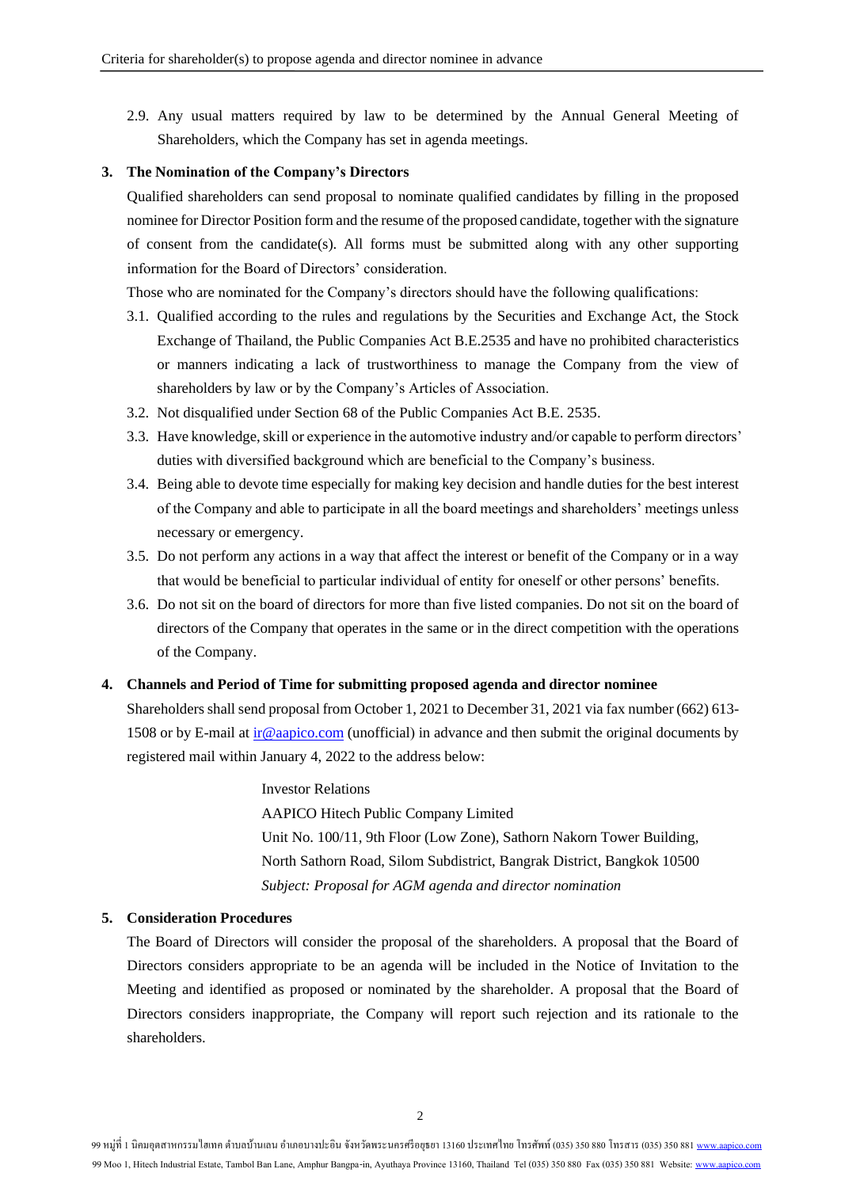2.9. Any usual matters required by law to be determined by the Annual General Meeting of Shareholders, which the Company has set in agenda meetings.

**3. The Nomination of the Company's Directors**

Qualified shareholders can send proposal to nominate qualified candidates by filling in the proposed nominee for Director Position form and the resume of the proposed candidate, together with the signature of consent from the candidate(s). All forms must be submitted along with any other supporting information for the Board of Directors' consideration.

Those who are nominated for the Company's directors should have the following qualifications:

3.1. Qualified according to the rules and regulations by the Securities and Exchange Act, the Stock Exchange of Thailand, the Public Companies Act B.E.2535 and have no prohibited characteristics or manners indicating a lack of trustworthiness to manage the Company from the view of shareholders by law or by the Company's Articles of Association.

3.2. Not disqualified under Section 68 of the Public Companies Act B.E. 2535.

3.3. Have knowledge, skill or experience in the automotive industry and/or capable to perform directors' duties with diversified background which are beneficial to the Company's business.

3.4. Being able to devote time especially for making key decision and handle duties for the best interest of the Company and able to participate in all the board meetings and shareholders' meetings unless necessary or emergency.

3.5. Do not perform any actions in a way that affect the interest or benefit of the Company or in a way that would be beneficial to particular individual of entity for oneself or other persons' benefits.

3.6. Do not sit on the board of directors for more than five listed companies. Do not sit on the board of directors of the Company that operates in the same or in the direct competition with the operations of the Company.

**4. Channels and Period of Time for submitting proposed agenda and director nominee**

Shareholders shall send proposal from October 1, 2021 to December 31, 2021 via fax number (662) 613-1508 or by E-mail at ir@aapico.com (unofficial) in advance and then submit the original documents by registered mail within January 4, 2022 to the address below:

Investor Relations
AAPICO Hitech Public Company Limited
Unit No. 100/11, 9th Floor (Low Zone), Sathorn Nakorn Tower Building,
North Sathorn Road, Silom Subdistrict, Bangrak District, Bangkok 10500
*Subject: Proposal for AGM agenda and director nomination*

**5. Consideration Procedures**

The Board of Directors will consider the proposal of the shareholders. A proposal that the Board of Directors considers appropriate to be an agenda will be included in the Notice of Invitation to the Meeting and identified as proposed or nominated by the shareholder. A proposal that the Board of Directors considers inappropriate, the Company will report such rejection and its rationale to the shareholders.